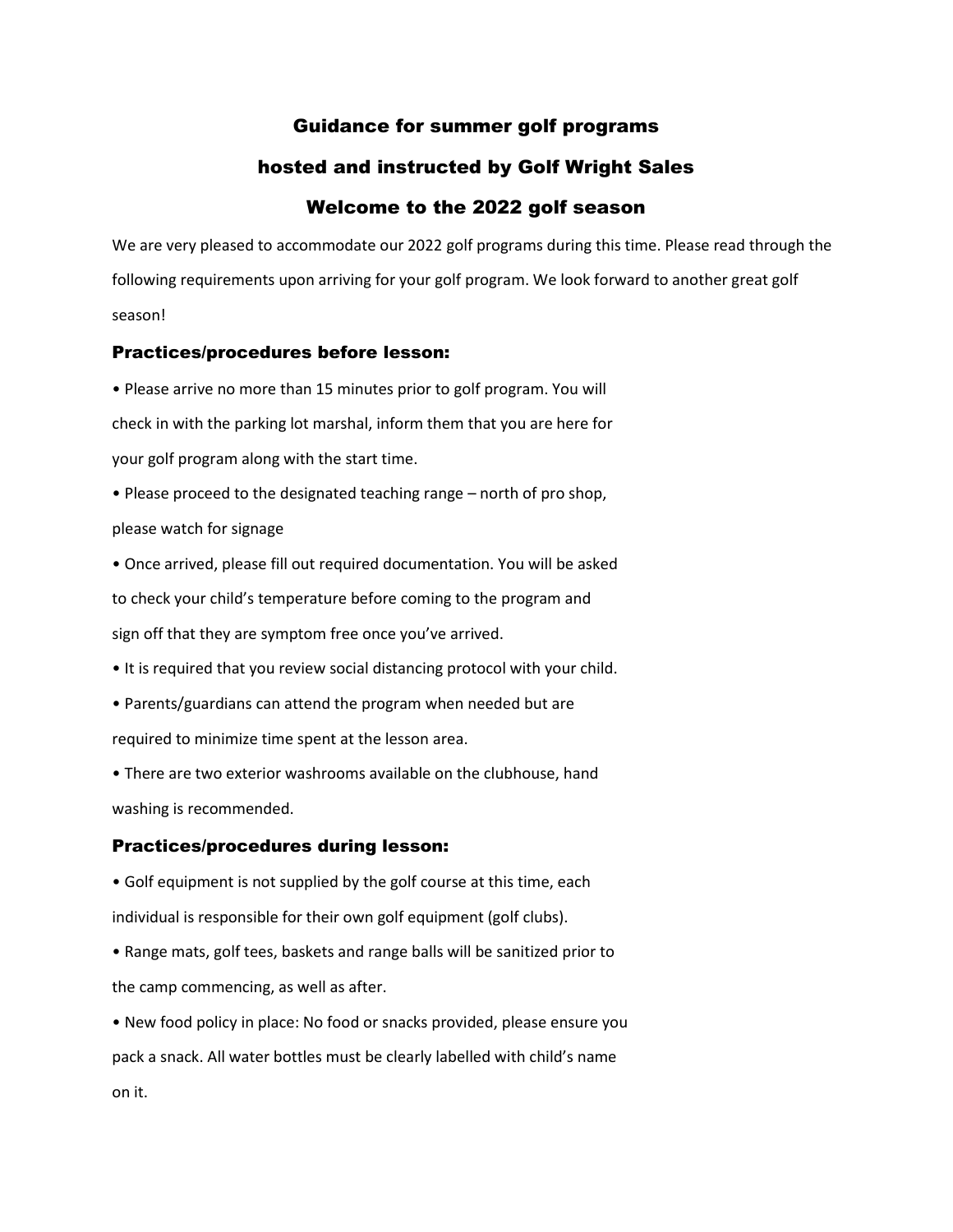# Guidance for summer golf programs

# hosted and instructed by Golf Wright Sales

# Welcome to the 2022 golf season

We are very pleased to accommodate our 2022 golf programs during this time. Please read through the following requirements upon arriving for your golf program. We look forward to another great golf season!

## Practices/procedures before lesson:

- Please arrive no more than 15 minutes prior to golf program. You will check in with the parking lot marshal, inform them that you are here for your golf program along with the start time.
- Please proceed to the designated teaching range – north of pro shop, please watch for signage
- Once arrived, please fill out required documentation. You will be asked to check your child's temperature before coming to the program and sign off that they are symptom free once you've arrived.
- It is required that you review social distancing protocol with your child.
- Parents/guardians can attend the program when needed but are required to minimize time spent at the lesson area.
- There are two exterior washrooms available on the clubhouse, hand washing is recommended.

## Practices/procedures during lesson:

- Golf equipment is not supplied by the golf course at this time, each individual is responsible for their own golf equipment (golf clubs).
- Range mats, golf tees, baskets and range balls will be sanitized prior to the camp commencing, as well as after.
- New food policy in place: No food or snacks provided, please ensure you pack a snack. All water bottles must be clearly labelled with child's name on it.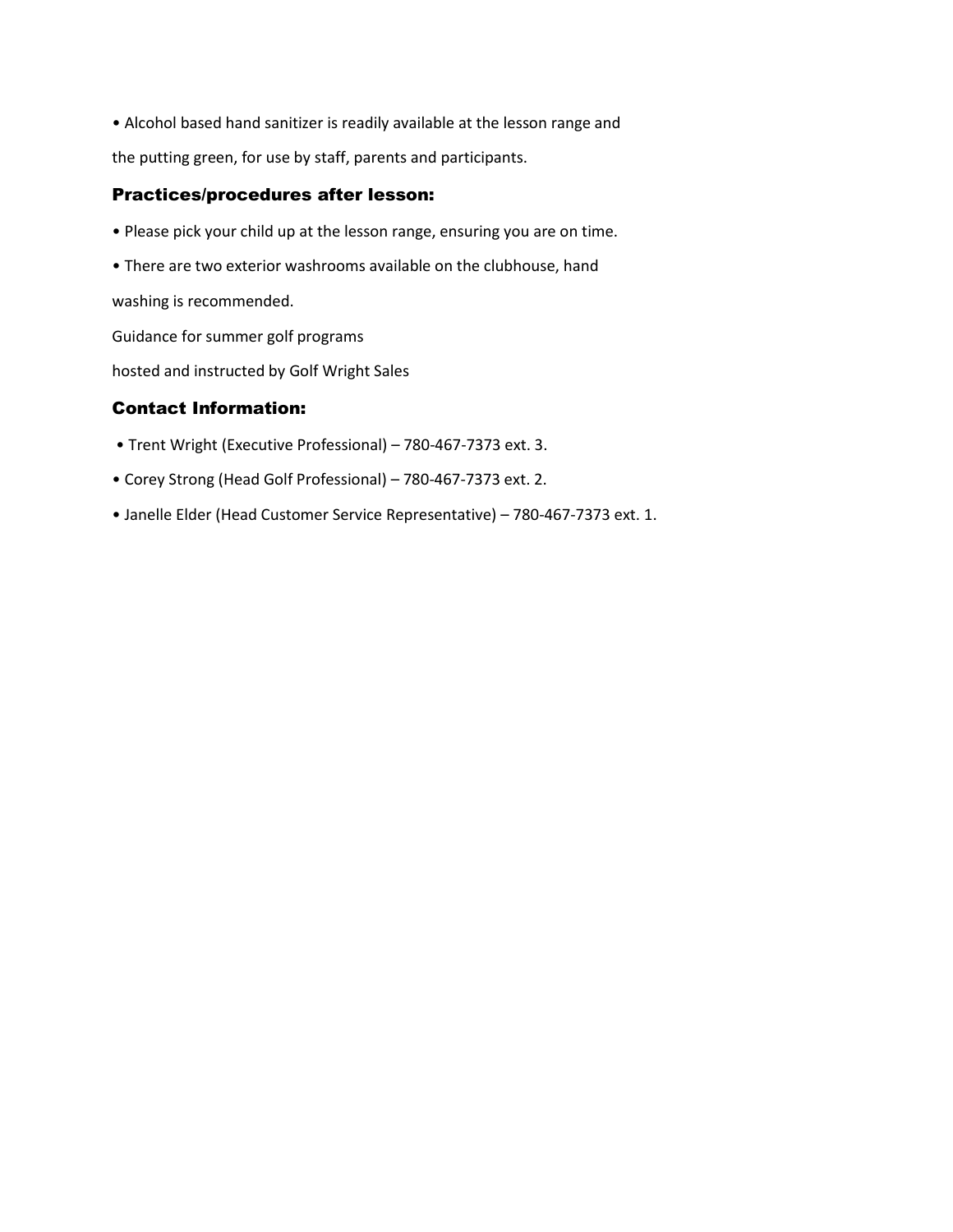• Alcohol based hand sanitizer is readily available at the lesson range and the putting green, for use by staff, parents and participants.

### Practices/procedures after lesson:

• Please pick your child up at the lesson range, ensuring you are on time.

• There are two exterior washrooms available on the clubhouse, hand washing is recommended.

Guidance for summer golf programs

hosted and instructed by Golf Wright Sales

### Contact Information:

• Trent Wright (Executive Professional) – 780-467-7373 ext. 3.

• Corey Strong (Head Golf Professional) – 780-467-7373 ext. 2.

• Janelle Elder (Head Customer Service Representative) – 780-467-7373 ext. 1.